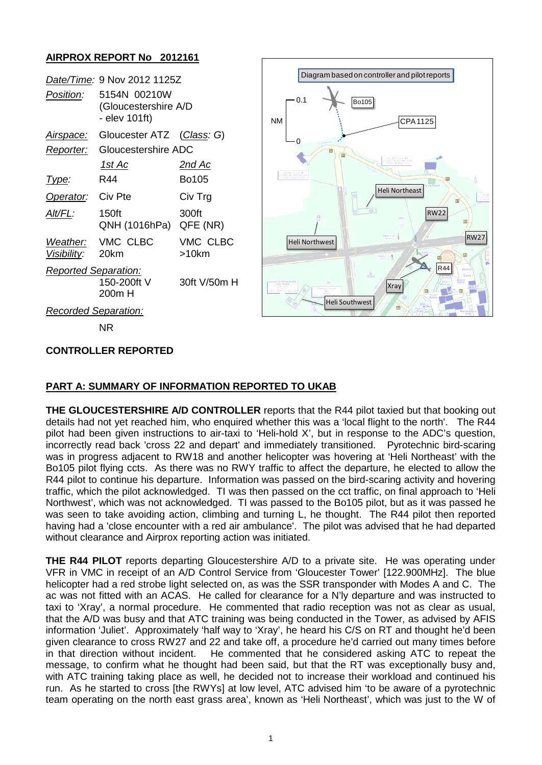## AIRPROX REPORT No 2012161

| | | |
|---|---|---|
| *Date/Time*: | 9 Nov 2012 1125Z | |
| *Position*: | 5154N 00210W (Gloucestershire A/D - elev 101ft) | |
| *Airspace*: | Gloucester ATZ | (*Class*: G) |
| *Reporter*: | Gloucestershire ADC | |
| | *1st Ac* | *2nd Ac* |
| *Type*: | R44 | Bo105 |
| *Operator*: | Civ Pte | Civ Trg |
| *Alt/FL*: | 150ft QNH (1016hPa) | 300ft QFE (NR) |
| *Weather*: | VMC CLBC | VMC CLBC |
| *Visibility*: | 20km | >10km |
| *Reported Separation*: | | |
| | 150-200ft V 200m H | 30ft V/50m H |
| *Recorded Separation*: | | |
| | NR | |

Diagram based on controller and pilot reports

Bo105, CPA1125, Heli Northeast, RW22, RW27, Heli Northwest, R44, Xray, Heli Southwest, NM 0 – 0.1

## CONTROLLER REPORTED

## PART A: SUMMARY OF INFORMATION REPORTED TO UKAB

**THE GLOUCESTERSHIRE A/D CONTROLLER** reports that the R44 pilot taxied but that booking out details had not yet reached him, who enquired whether this was a 'local flight to the north'. The R44 pilot had been given instructions to air-taxi to 'Heli-hold X', but in response to the ADC's question, incorrectly read back 'cross 22 and depart' and immediately transitioned. Pyrotechnic bird-scaring was in progress adjacent to RW18 and another helicopter was hovering at 'Heli Northeast' with the Bo105 pilot flying ccts. As there was no RWY traffic to affect the departure, he elected to allow the R44 pilot to continue his departure. Information was passed on the bird-scaring activity and hovering traffic, which the pilot acknowledged. TI was then passed on the cct traffic, on final approach to 'Heli Northwest', which was not acknowledged. TI was passed to the Bo105 pilot, but as it was passed he was seen to take avoiding action, climbing and turning L, he thought. The R44 pilot then reported having had a 'close encounter with a red air ambulance'. The pilot was advised that he had departed without clearance and Airprox reporting action was initiated.

**THE R44 PILOT** reports departing Gloucestershire A/D to a private site. He was operating under VFR in VMC in receipt of an A/D Control Service from 'Gloucester Tower' [122.900MHz]. The blue helicopter had a red strobe light selected on, as was the SSR transponder with Modes A and C. The ac was not fitted with an ACAS. He called for clearance for a N'ly departure and was instructed to taxi to 'Xray', a normal procedure. He commented that radio reception was not as clear as usual, that the A/D was busy and that ATC training was being conducted in the Tower, as advised by AFIS information 'Juliet'. Approximately 'half way to 'Xray', he heard his C/S on RT and thought he'd been given clearance to cross RW27 and 22 and take off, a procedure he'd carried out many times before in that direction without incident. He commented that he considered asking ATC to repeat the message, to confirm what he thought had been said, but that the RT was exceptionally busy and, with ATC training taking place as well, he decided not to increase their workload and continued his run. As he started to cross [the RWYs] at low level, ATC advised him 'to be aware of a pyrotechnic team operating on the north east grass area', known as 'Heli Northeast', which was just to the W of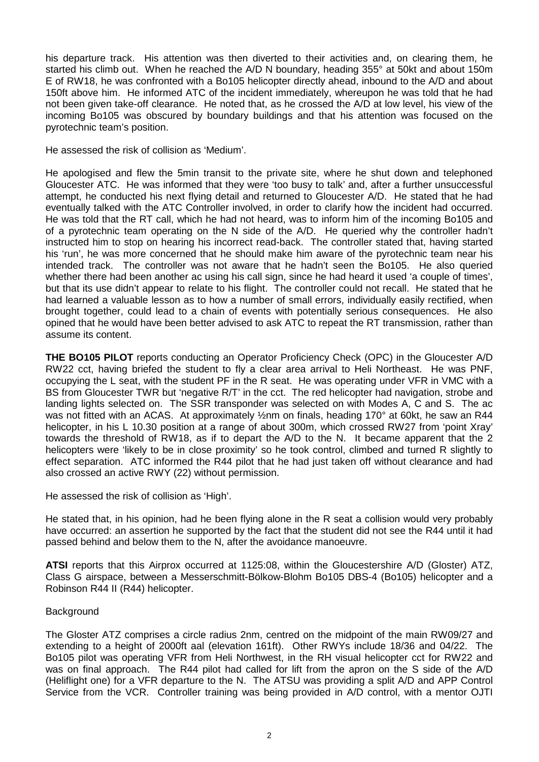his departure track. His attention was then diverted to their activities and, on clearing them, he started his climb out. When he reached the A/D N boundary, heading 355° at 50kt and about 150m E of RW18, he was confronted with a Bo105 helicopter directly ahead, inbound to the A/D and about 150ft above him. He informed ATC of the incident immediately, whereupon he was told that he had not been given take-off clearance. He noted that, as he crossed the A/D at low level, his view of the incoming Bo105 was obscured by boundary buildings and that his attention was focused on the pyrotechnic team's position.

He assessed the risk of collision as 'Medium'.

He apologised and flew the 5min transit to the private site, where he shut down and telephoned Gloucester ATC. He was informed that they were 'too busy to talk' and, after a further unsuccessful attempt, he conducted his next flying detail and returned to Gloucester A/D. He stated that he had eventually talked with the ATC Controller involved, in order to clarify how the incident had occurred. He was told that the RT call, which he had not heard, was to inform him of the incoming Bo105 and of a pyrotechnic team operating on the N side of the A/D. He queried why the controller hadn't instructed him to stop on hearing his incorrect read-back. The controller stated that, having started his 'run', he was more concerned that he should make him aware of the pyrotechnic team near his intended track. The controller was not aware that he hadn't seen the Bo105. He also queried whether there had been another ac using his call sign, since he had heard it used 'a couple of times', but that its use didn't appear to relate to his flight. The controller could not recall. He stated that he had learned a valuable lesson as to how a number of small errors, individually easily rectified, when brought together, could lead to a chain of events with potentially serious consequences. He also opined that he would have been better advised to ask ATC to repeat the RT transmission, rather than assume its content.

**THE BO105 PILOT** reports conducting an Operator Proficiency Check (OPC) in the Gloucester A/D RW22 cct, having briefed the student to fly a clear area arrival to Heli Northeast. He was PNF, occupying the L seat, with the student PF in the R seat. He was operating under VFR in VMC with a BS from Gloucester TWR but 'negative R/T' in the cct. The red helicopter had navigation, strobe and landing lights selected on. The SSR transponder was selected on with Modes A, C and S. The ac was not fitted with an ACAS. At approximately ½nm on finals, heading 170° at 60kt, he saw an R44 helicopter, in his L 10.30 position at a range of about 300m, which crossed RW27 from 'point Xray' towards the threshold of RW18, as if to depart the A/D to the N. It became apparent that the 2 helicopters were 'likely to be in close proximity' so he took control, climbed and turned R slightly to effect separation. ATC informed the R44 pilot that he had just taken off without clearance and had also crossed an active RWY (22) without permission.

He assessed the risk of collision as 'High'.

He stated that, in his opinion, had he been flying alone in the R seat a collision would very probably have occurred: an assertion he supported by the fact that the student did not see the R44 until it had passed behind and below them to the N, after the avoidance manoeuvre.

**ATSI** reports that this Airprox occurred at 1125:08, within the Gloucestershire A/D (Gloster) ATZ, Class G airspace, between a Messerschmitt-Bölkow-Blohm Bo105 DBS-4 (Bo105) helicopter and a Robinson R44 II (R44) helicopter.

Background

The Gloster ATZ comprises a circle radius 2nm, centred on the midpoint of the main RW09/27 and extending to a height of 2000ft aal (elevation 161ft). Other RWYs include 18/36 and 04/22. The Bo105 pilot was operating VFR from Heli Northwest, in the RH visual helicopter cct for RW22 and was on final approach. The R44 pilot had called for lift from the apron on the S side of the A/D (Heliflight one) for a VFR departure to the N. The ATSU was providing a split A/D and APP Control Service from the VCR. Controller training was being provided in A/D control, with a mentor OJTI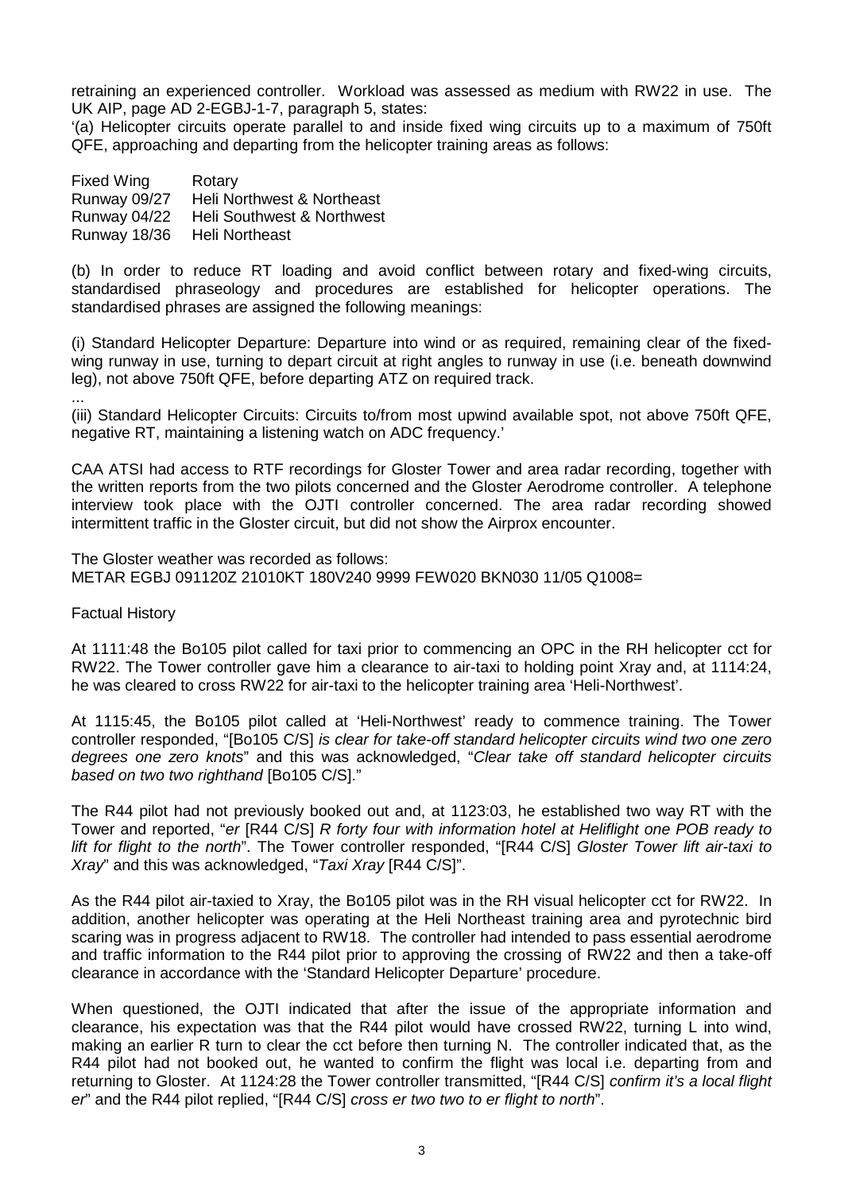retraining an experienced controller. Workload was assessed as medium with RW22 in use. The UK AIP, page AD 2-EGBJ-1-7, paragraph 5, states:

'(a) Helicopter circuits operate parallel to and inside fixed wing circuits up to a maximum of 750ft QFE, approaching and departing from the helicopter training areas as follows:

| Fixed Wing | Rotary |
|---|---|
| Runway 09/27 | Heli Northwest & Northeast |
| Runway 04/22 | Heli Southwest & Northwest |
| Runway 18/36 | Heli Northeast |

(b) In order to reduce RT loading and avoid conflict between rotary and fixed-wing circuits, standardised phraseology and procedures are established for helicopter operations. The standardised phrases are assigned the following meanings:

(i) Standard Helicopter Departure: Departure into wind or as required, remaining clear of the fixed-wing runway in use, turning to depart circuit at right angles to runway in use (i.e. beneath downwind leg), not above 750ft QFE, before departing ATZ on required track.

...

(iii) Standard Helicopter Circuits: Circuits to/from most upwind available spot, not above 750ft QFE, negative RT, maintaining a listening watch on ADC frequency.'

CAA ATSI had access to RTF recordings for Gloster Tower and area radar recording, together with the written reports from the two pilots concerned and the Gloster Aerodrome controller. A telephone interview took place with the OJTI controller concerned. The area radar recording showed intermittent traffic in the Gloster circuit, but did not show the Airprox encounter.

The Gloster weather was recorded as follows:
METAR EGBJ 091120Z 21010KT 180V240 9999 FEW020 BKN030 11/05 Q1008=

Factual History

At 1111:48 the Bo105 pilot called for taxi prior to commencing an OPC in the RH helicopter cct for RW22. The Tower controller gave him a clearance to air-taxi to holding point Xray and, at 1114:24, he was cleared to cross RW22 for air-taxi to the helicopter training area 'Heli-Northwest'.

At 1115:45, the Bo105 pilot called at 'Heli-Northwest' ready to commence training. The Tower controller responded, "[Bo105 C/S] *is clear for take-off standard helicopter circuits wind two one zero degrees one zero knots*" and this was acknowledged, "*Clear take off standard helicopter circuits based on two two righthand* [Bo105 C/S]."

The R44 pilot had not previously booked out and, at 1123:03, he established two way RT with the Tower and reported, "*er* [R44 C/S] *R forty four with information hotel at Heliflight one POB ready to lift for flight to the north*". The Tower controller responded, "[R44 C/S] *Gloster Tower lift air-taxi to Xray*" and this was acknowledged, "*Taxi Xray* [R44 C/S]".

As the R44 pilot air-taxied to Xray, the Bo105 pilot was in the RH visual helicopter cct for RW22. In addition, another helicopter was operating at the Heli Northeast training area and pyrotechnic bird scaring was in progress adjacent to RW18. The controller had intended to pass essential aerodrome and traffic information to the R44 pilot prior to approving the crossing of RW22 and then a take-off clearance in accordance with the 'Standard Helicopter Departure' procedure.

When questioned, the OJTI indicated that after the issue of the appropriate information and clearance, his expectation was that the R44 pilot would have crossed RW22, turning L into wind, making an earlier R turn to clear the cct before then turning N. The controller indicated that, as the R44 pilot had not booked out, he wanted to confirm the flight was local i.e. departing from and returning to Gloster. At 1124:28 the Tower controller transmitted, "[R44 C/S] *confirm it's a local flight er*" and the R44 pilot replied, "[R44 C/S] *cross er two two to er flight to north*".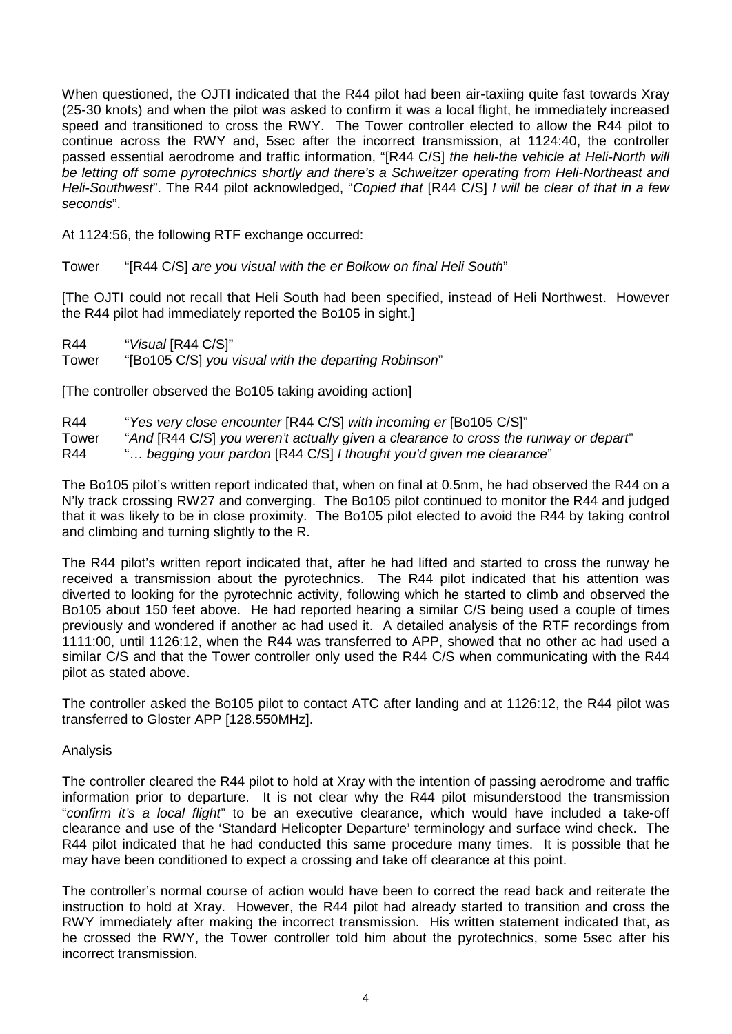When questioned, the OJTI indicated that the R44 pilot had been air-taxiing quite fast towards Xray (25-30 knots) and when the pilot was asked to confirm it was a local flight, he immediately increased speed and transitioned to cross the RWY. The Tower controller elected to allow the R44 pilot to continue across the RWY and, 5sec after the incorrect transmission, at 1124:40, the controller passed essential aerodrome and traffic information, "[R44 C/S] *the heli-the vehicle at Heli-North will be letting off some pyrotechnics shortly and there's a Schweitzer operating from Heli-Northeast and Heli-Southwest*". The R44 pilot acknowledged, "*Copied that* [R44 C/S] *I will be clear of that in a few seconds*".

At 1124:56, the following RTF exchange occurred:

Tower "[R44 C/S] *are you visual with the er Bolkow on final Heli South*"

[The OJTI could not recall that Heli South had been specified, instead of Heli Northwest. However the R44 pilot had immediately reported the Bo105 in sight.]

R44 "*Visual* [R44 C/S]"
Tower "[Bo105 C/S] *you visual with the departing Robinson*"

[The controller observed the Bo105 taking avoiding action]

R44 "*Yes very close encounter* [R44 C/S] *with incoming er* [Bo105 C/S]"
Tower "*And* [R44 C/S] *you weren't actually given a clearance to cross the runway or depart*"
R44 "*… begging your pardon* [R44 C/S] *I thought you'd given me clearance*"

The Bo105 pilot's written report indicated that, when on final at 0.5nm, he had observed the R44 on a N'ly track crossing RW27 and converging. The Bo105 pilot continued to monitor the R44 and judged that it was likely to be in close proximity. The Bo105 pilot elected to avoid the R44 by taking control and climbing and turning slightly to the R.

The R44 pilot's written report indicated that, after he had lifted and started to cross the runway he received a transmission about the pyrotechnics. The R44 pilot indicated that his attention was diverted to looking for the pyrotechnic activity, following which he started to climb and observed the Bo105 about 150 feet above. He had reported hearing a similar C/S being used a couple of times previously and wondered if another ac had used it. A detailed analysis of the RTF recordings from 1111:00, until 1126:12, when the R44 was transferred to APP, showed that no other ac had used a similar C/S and that the Tower controller only used the R44 C/S when communicating with the R44 pilot as stated above.

The controller asked the Bo105 pilot to contact ATC after landing and at 1126:12, the R44 pilot was transferred to Gloster APP [128.550MHz].

## Analysis

The controller cleared the R44 pilot to hold at Xray with the intention of passing aerodrome and traffic information prior to departure. It is not clear why the R44 pilot misunderstood the transmission "*confirm it's a local flight*" to be an executive clearance, which would have included a take-off clearance and use of the 'Standard Helicopter Departure' terminology and surface wind check. The R44 pilot indicated that he had conducted this same procedure many times. It is possible that he may have been conditioned to expect a crossing and take off clearance at this point.

The controller's normal course of action would have been to correct the read back and reiterate the instruction to hold at Xray. However, the R44 pilot had already started to transition and cross the RWY immediately after making the incorrect transmission. His written statement indicated that, as he crossed the RWY, the Tower controller told him about the pyrotechnics, some 5sec after his incorrect transmission.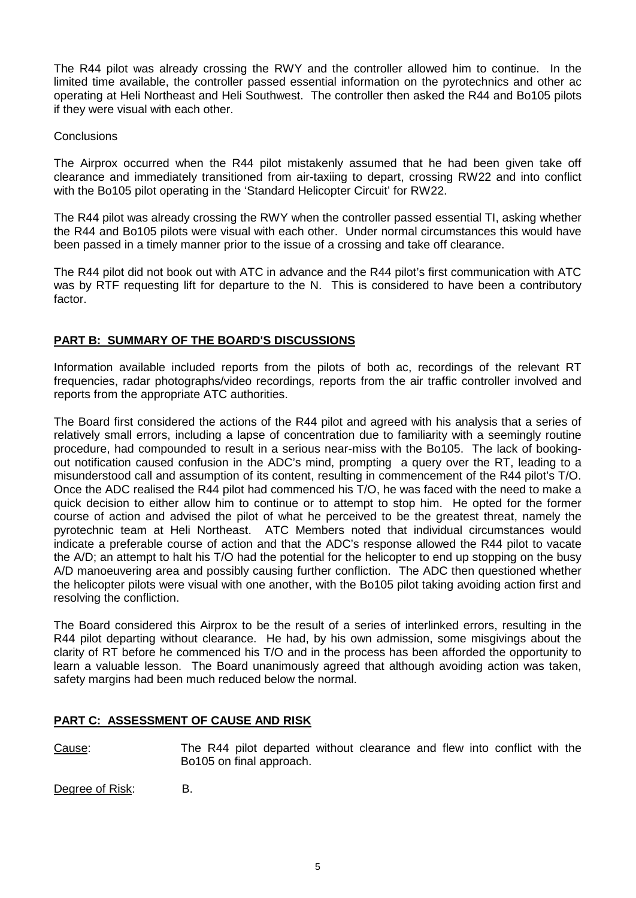The R44 pilot was already crossing the RWY and the controller allowed him to continue. In the limited time available, the controller passed essential information on the pyrotechnics and other ac operating at Heli Northeast and Heli Southwest. The controller then asked the R44 and Bo105 pilots if they were visual with each other.

Conclusions

The Airprox occurred when the R44 pilot mistakenly assumed that he had been given take off clearance and immediately transitioned from air-taxiing to depart, crossing RW22 and into conflict with the Bo105 pilot operating in the 'Standard Helicopter Circuit' for RW22.

The R44 pilot was already crossing the RWY when the controller passed essential TI, asking whether the R44 and Bo105 pilots were visual with each other. Under normal circumstances this would have been passed in a timely manner prior to the issue of a crossing and take off clearance.

The R44 pilot did not book out with ATC in advance and the R44 pilot's first communication with ATC was by RTF requesting lift for departure to the N. This is considered to have been a contributory factor.

## PART B: SUMMARY OF THE BOARD'S DISCUSSIONS

Information available included reports from the pilots of both ac, recordings of the relevant RT frequencies, radar photographs/video recordings, reports from the air traffic controller involved and reports from the appropriate ATC authorities.

The Board first considered the actions of the R44 pilot and agreed with his analysis that a series of relatively small errors, including a lapse of concentration due to familiarity with a seemingly routine procedure, had compounded to result in a serious near-miss with the Bo105. The lack of booking-out notification caused confusion in the ADC's mind, prompting a query over the RT, leading to a misunderstood call and assumption of its content, resulting in commencement of the R44 pilot's T/O. Once the ADC realised the R44 pilot had commenced his T/O, he was faced with the need to make a quick decision to either allow him to continue or to attempt to stop him. He opted for the former course of action and advised the pilot of what he perceived to be the greatest threat, namely the pyrotechnic team at Heli Northeast. ATC Members noted that individual circumstances would indicate a preferable course of action and that the ADC's response allowed the R44 pilot to vacate the A/D; an attempt to halt his T/O had the potential for the helicopter to end up stopping on the busy A/D manoeuvering area and possibly causing further confliction. The ADC then questioned whether the helicopter pilots were visual with one another, with the Bo105 pilot taking avoiding action first and resolving the confliction.

The Board considered this Airprox to be the result of a series of interlinked errors, resulting in the R44 pilot departing without clearance. He had, by his own admission, some misgivings about the clarity of RT before he commenced his T/O and in the process has been afforded the opportunity to learn a valuable lesson. The Board unanimously agreed that although avoiding action was taken, safety margins had been much reduced below the normal.

## PART C: ASSESSMENT OF CAUSE AND RISK

Cause: The R44 pilot departed without clearance and flew into conflict with the Bo105 on final approach.

Degree of Risk: B.